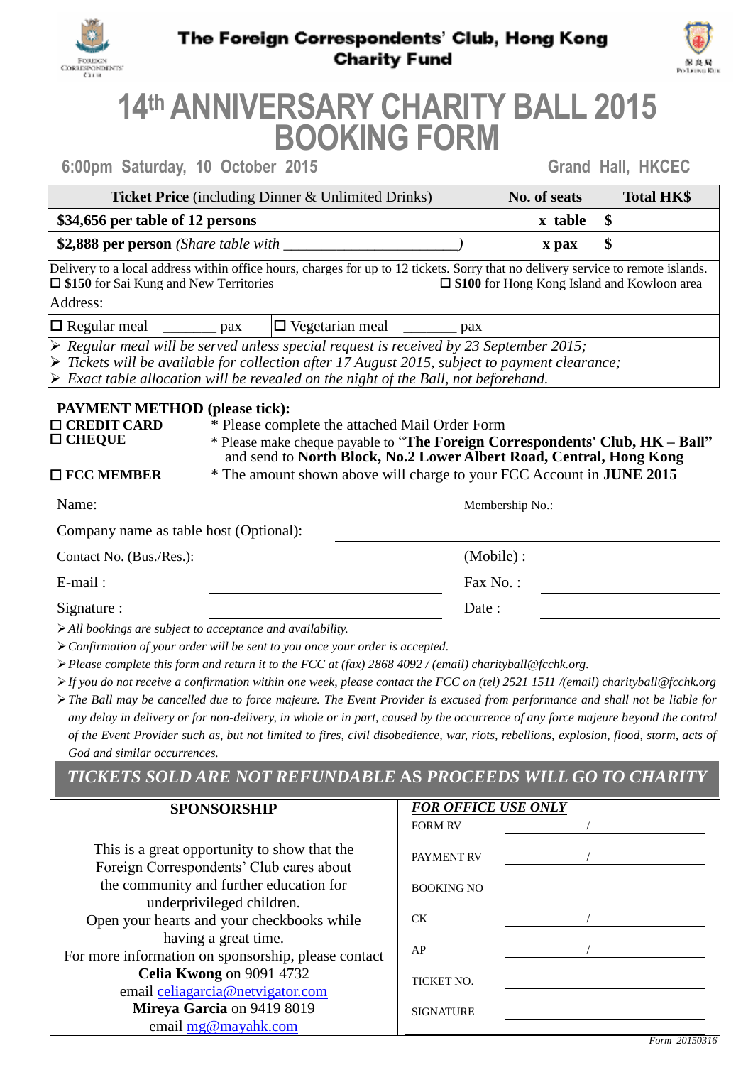# The Foreign Correspondents' Club, Hong Kong Charity Fund

# 14th ANNIVERSARY CHARITY BALL 2015 BOOKING FORM

**6:00pm Saturday, 10 October 2015** **Grand Hall, HKCEC**

| **Ticket Price** (including Dinner & Unlimited Drinks) | **No. of seats** | **Total HK$** |
|---|---|---|
| **$34,656 per table of 12 persons** | **x table** | **$** |
| **$2,888 per person** *(Share table with ______________________)* | **x pax** | **$** |

Delivery to a local address within office hours, charges for up to 12 tickets. Sorry that no delivery service to remote islands.

☐ **$150** for Sai Kung and New Territories ☐ **$100** for Hong Kong Island and Kowloon area

Address:

☐ Regular meal _______ pax ☐ Vegetarian meal _______ pax

- *Regular meal will be served unless special request is received by 23 September 2015;*
- *Tickets will be available for collection after 17 August 2015, subject to payment clearance;*
- *Exact table allocation will be revealed on the night of the Ball, not beforehand.*

**PAYMENT METHOD (please tick):**

☐ **CREDIT CARD** * Please complete the attached Mail Order Form

☐ **CHEQUE** * Please make cheque payable to "**The Foreign Correspondents' Club, HK – Ball"** and send to **North Block, No.2 Lower Albert Road, Central, Hong Kong**

☐ **FCC MEMBER** * The amount shown above will charge to your FCC Account in **JUNE 2015**

Name: ______________________ Membership No.: ______________________

Company name as table host (Optional): ______________________

Contact No. (Bus./Res.): ______________________ (Mobile) : ______________________

E-mail : ______________________ Fax No. : ______________________

Signature : ______________________ Date : ______________________

- *All bookings are subject to acceptance and availability.*
- *Confirmation of your order will be sent to you once your order is accepted.*
- *Please complete this form and return it to the FCC at (fax) 2868 4092 / (email) charityball@fcchk.org.*
- *If you do not receive a confirmation within one week, please contact the FCC on (tel) 2521 1511 /(email) charityball@fcchk.org*
- *The Ball may be cancelled due to force majeure. The Event Provider is excused from performance and shall not be liable for any delay in delivery or for non-delivery, in whole or in part, caused by the occurrence of any force majeure beyond the control of the Event Provider such as, but not limited to fires, civil disobedience, war, riots, rebellions, explosion, flood, storm, acts of God and similar occurrences.*

***TICKETS SOLD ARE NOT REFUNDABLE* AS *PROCEEDS WILL GO TO CHARITY***

**SPONSORSHIP**

This is a great opportunity to show that the Foreign Correspondents' Club cares about the community and further education for underprivileged children.
Open your hearts and your checkbooks while having a great time.
For more information on sponsorship, please contact
**Celia Kwong** on 9091 4732
email celiagarcia@netvigator.com
**Mireya Garcia** on 9419 8019
email mg@mayahk.com

***FOR OFFICE USE ONLY***

| | |
|---|---|
| FORM RV | / |
| PAYMENT RV | / |
| BOOKING NO | |
| CK | / |
| AP | / |
| TICKET NO. | |
| SIGNATURE | |

*Form 20150316*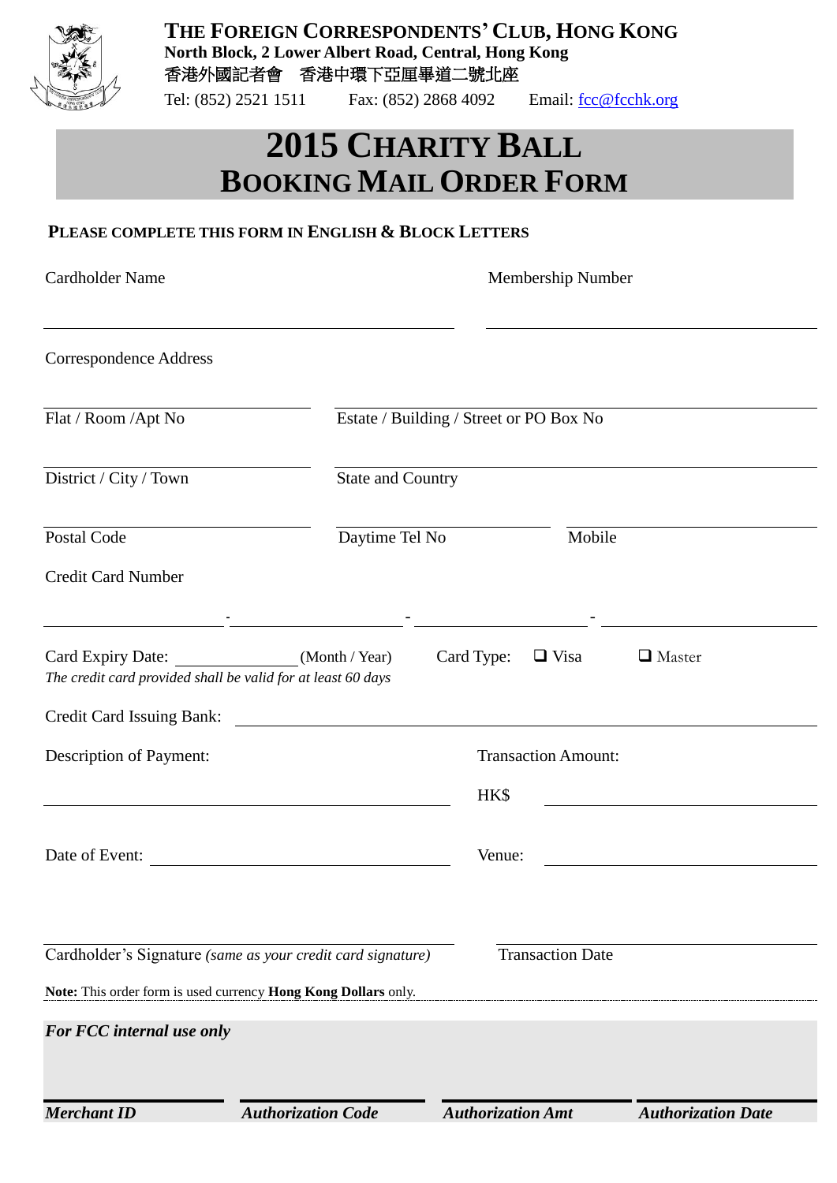# The Foreign Correspondents' Club, Hong Kong

**North Block, 2 Lower Albert Road, Central, Hong Kong**

香港外國記者會　香港中環下亞厘畢道二號北座

Tel: (852) 2521 1511　Fax: (852) 2868 4092　Email: fcc@fcchk.org

# 2015 Charity Ball
# Booking Mail Order Form

**PLEASE COMPLETE THIS FORM IN ENGLISH & BLOCK LETTERS**

Cardholder Name ______________________　Membership Number ______________________

Correspondence Address

______________________　______________________

Flat / Room /Apt No　Estate / Building / Street or PO Box No

______________________　______________________

District / City / Town　State and Country

______________________　______________________　______________________

Postal Code　Daytime Tel No　Mobile

Credit Card Number

__________ - __________ - __________ - __________

Card Expiry Date: __________ (Month / Year)　Card Type: ❑ Visa　❑ Master

*The credit card provided shall be valid for at least 60 days*

Credit Card Issuing Bank: ______________________

Description of Payment: ______________________　Transaction Amount: HK$ __________

Date of Event: ______________________　Venue: ______________________

______________________　______________________

Cardholder's Signature *(same as your credit card signature)*　Transaction Date

**Note:** This order form is used currency **Hong Kong Dollars** only.

***For FCC internal use only***

| ***Merchant ID*** | ***Authorization Code*** | ***Authorization Amt*** | ***Authorization Date*** |
|---|---|---|---|